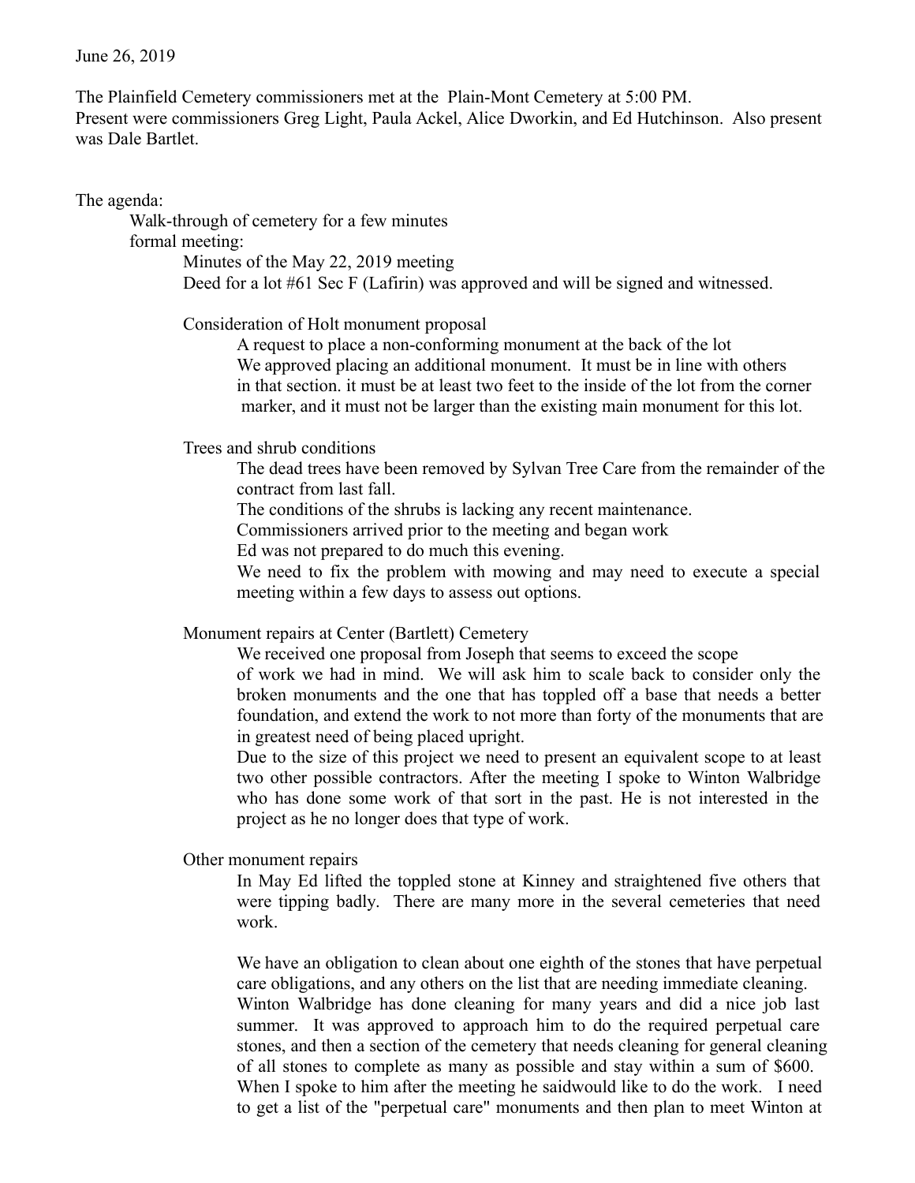June 26, 2019

The Plainfield Cemetery commissioners met at the Plain-Mont Cemetery at 5:00 PM.
Present were commissioners Greg Light, Paula Ackel, Alice Dworkin, and Ed Hutchinson. Also present was Dale Bartlet.

The agenda:

- Walk-through of cemetery for a few minutes
- formal meeting:
  - Minutes of the May 22, 2019 meeting
  - Deed for a lot #61 Sec F (Lafirin) was approved and will be signed and witnessed.

  - Consideration of Holt monument proposal

    A request to place a non-conforming monument at the back of the lot
    We approved placing an additional monument. It must be in line with others in that section. it must be at least two feet to the inside of the lot from the corner marker, and it must not be larger than the existing main monument for this lot.

  - Trees and shrub conditions

    The dead trees have been removed by Sylvan Tree Care from the remainder of the contract from last fall.
    The conditions of the shrubs is lacking any recent maintenance.
    Commissioners arrived prior to the meeting and began work
    Ed was not prepared to do much this evening.
    We need to fix the problem with mowing and may need to execute a special meeting within a few days to assess out options.

  - Monument repairs at Center (Bartlett) Cemetery

    We received one proposal from Joseph that seems to exceed the scope of work we had in mind. We will ask him to scale back to consider only the broken monuments and the one that has toppled off a base that needs a better foundation, and extend the work to not more than forty of the monuments that are in greatest need of being placed upright.
    Due to the size of this project we need to present an equivalent scope to at least two other possible contractors. After the meeting I spoke to Winton Walbridge who has done some work of that sort in the past. He is not interested in the project as he no longer does that type of work.

  - Other monument repairs

    In May Ed lifted the toppled stone at Kinney and straightened five others that were tipping badly. There are many more in the several cemeteries that need work.

    We have an obligation to clean about one eighth of the stones that have perpetual care obligations, and any others on the list that are needing immediate cleaning.
    Winton Walbridge has done cleaning for many years and did a nice job last summer. It was approved to approach him to do the required perpetual care stones, and then a section of the cemetery that needs cleaning for general cleaning of all stones to complete as many as possible and stay within a sum of $600.
    When I spoke to him after the meeting he saidwould like to do the work. I need to get a list of the "perpetual care" monuments and then plan to meet Winton at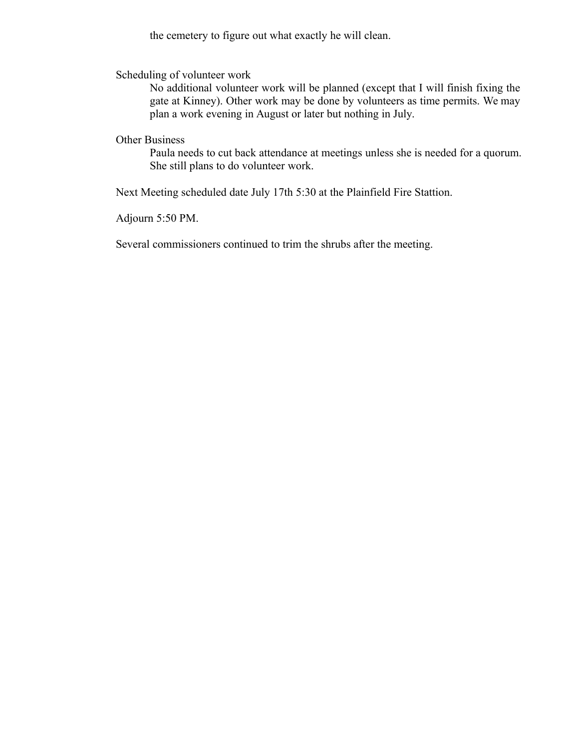the cemetery to figure out what exactly he will clean.

Scheduling of volunteer work

No additional volunteer work will be planned (except that I will finish fixing the gate at Kinney). Other work may be done by volunteers as time permits. We may plan a work evening in August or later but nothing in July.

Other Business

Paula needs to cut back attendance at meetings unless she is needed for a quorum. She still plans to do volunteer work.

Next Meeting scheduled date July 17th 5:30 at the Plainfield Fire Stattion.

Adjourn 5:50 PM.

Several commissioners continued to trim the shrubs after the meeting.